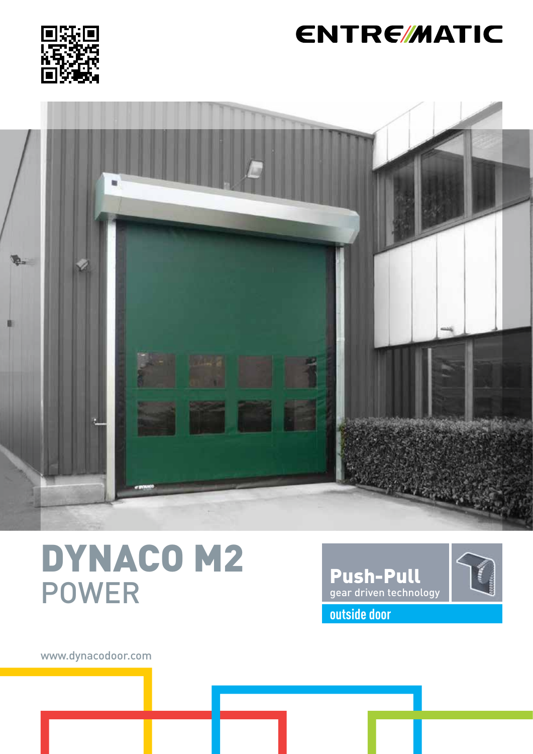ENTREMATIC

# DYNACO M2
## POWER

**Push-Pull**
gear driven technology

outside door

www.dynacodoor.com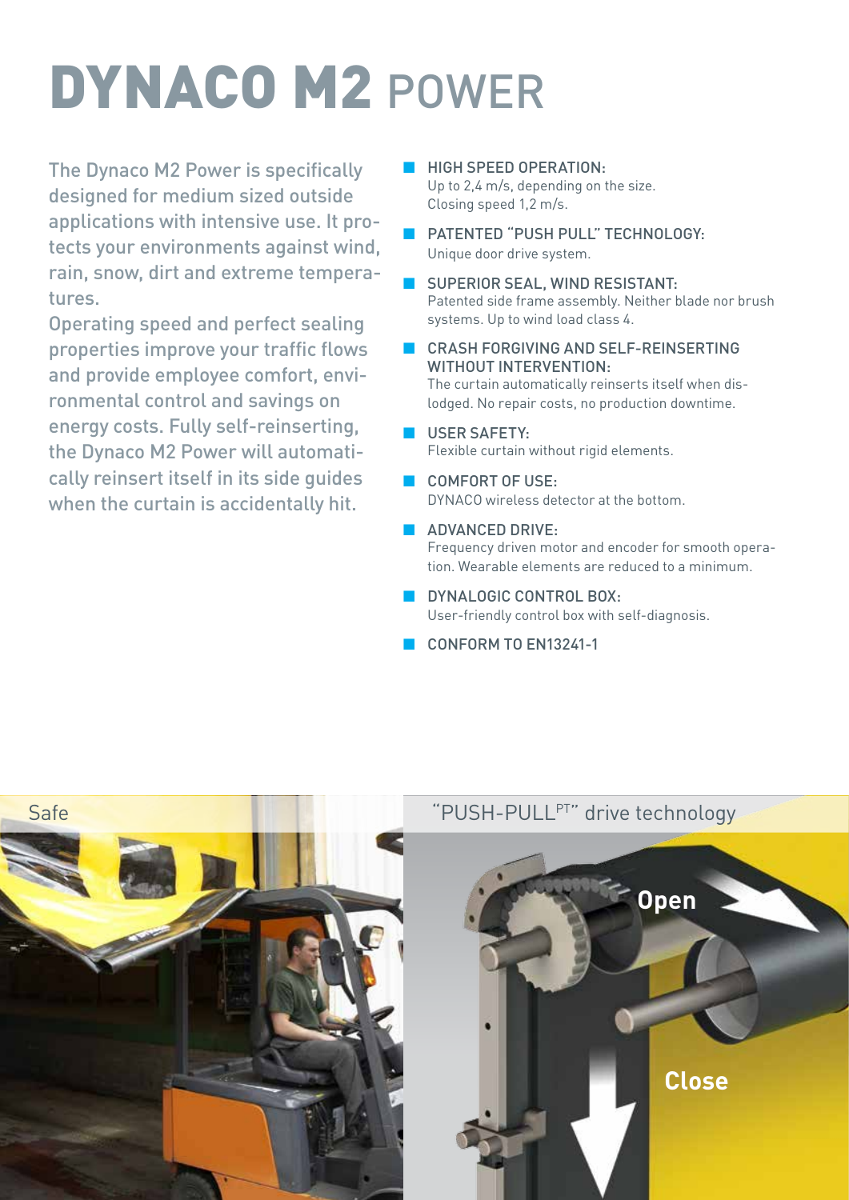# DYNACO M2 POWER

The Dynaco M2 Power is specifically designed for medium sized outside applications with intensive use. It protects your environments against wind, rain, snow, dirt and extreme temperatures.
Operating speed and perfect sealing properties improve your traffic flows and provide employee comfort, environmental control and savings on energy costs. Fully self-reinserting, the Dynaco M2 Power will automatically reinsert itself in its side guides when the curtain is accidentally hit.

- HIGH SPEED OPERATION:
  Up to 2,4 m/s, depending on the size.
  Closing speed 1,2 m/s.
- PATENTED "PUSH PULL" TECHNOLOGY:
  Unique door drive system.
- SUPERIOR SEAL, WIND RESISTANT:
  Patented side frame assembly. Neither blade nor brush systems. Up to wind load class 4.
- CRASH FORGIVING AND SELF-REINSERTING WITHOUT INTERVENTION:
  The curtain automatically reinserts itself when dislodged. No repair costs, no production downtime.
- USER SAFETY:
  Flexible curtain without rigid elements.
- COMFORT OF USE:
  DYNACO wireless detector at the bottom.
- ADVANCED DRIVE:
  Frequency driven motor and encoder for smooth operation. Wearable elements are reduced to a minimum.
- DYNALOGIC CONTROL BOX:
  User-friendly control box with self-diagnosis.
- CONFORM TO EN13241-1

Safe

"PUSH-PULL[PT]" drive technology

Open

Close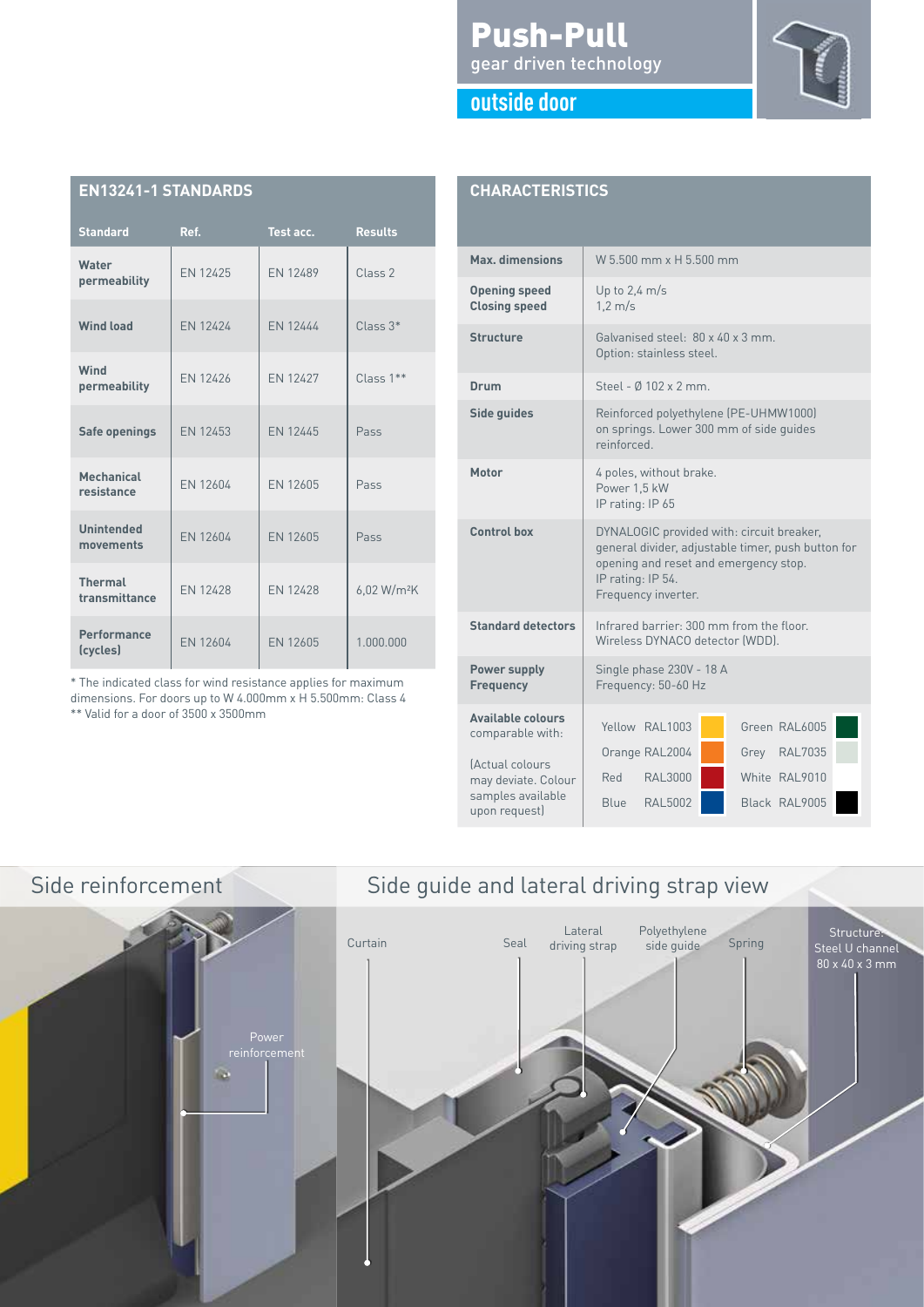# Push-Pull

gear driven technology

## outside door

## EN13241-1 STANDARDS

| Standard | Ref. | Test acc. | Results |
|---|---|---|---|
| **Water permeability** | EN 12425 | EN 12489 | Class 2 |
| **Wind load** | EN 12424 | EN 12444 | Class 3* |
| **Wind permeability** | EN 12426 | EN 12427 | Class 1** |
| **Safe openings** | EN 12453 | EN 12445 | Pass |
| **Mechanical resistance** | EN 12604 | EN 12605 | Pass |
| **Unintended movements** | EN 12604 | EN 12605 | Pass |
| **Thermal transmittance** | EN 12428 | EN 12428 | 6,02 W/m²K |
| **Performance (cycles)** | EN 12604 | EN 12605 | 1.000.000 |

* The indicated class for wind resistance applies for maximum dimensions. For doors up to W 4.000mm x H 5.500mm: Class 4
** Valid for a door of 3500 x 3500mm

## CHARACTERISTICS

| | |
|---|---|
| **Max. dimensions** | W 5.500 mm x H 5.500 mm |
| **Opening speed**<br>**Closing speed** | Up to 2,4 m/s<br>1,2 m/s |
| **Structure** | Galvanised steel: 80 x 40 x 3 mm.<br>Option: stainless steel. |
| **Drum** | Steel - Ø 102 x 2 mm. |
| **Side guides** | Reinforced polyethylene (PE-UHMW1000) on springs. Lower 300 mm of side guides reinforced. |
| **Motor** | 4 poles, without brake.<br>Power 1,5 kW<br>IP rating: IP 65 |
| **Control box** | DYNALOGIC provided with: circuit breaker, general divider, adjustable timer, push button for opening and reset and emergency stop.<br>IP rating: IP 54.<br>Frequency inverter. |
| **Standard detectors** | Infrared barrier: 300 mm from the floor.<br>Wireless DYNACO detector (WDD). |
| **Power supply**<br>**Frequency** | Single phase 230V - 18 A<br>Frequency: 50-60 Hz |
| **Available colours** comparable with:<br><br>(Actual colours may deviate. Colour samples available upon request) | Yellow RAL1003, Orange RAL2004, Red RAL3000, Blue RAL5002, Green RAL6005, Grey RAL7035, White RAL9010, Black RAL9005 |

## Side reinforcement

Power reinforcement

## Side guide and lateral driving strap view

Curtain

Seal

Lateral driving strap

Polyethylene side guide

Spring

Structure: Steel U channel 80 x 40 x 3 mm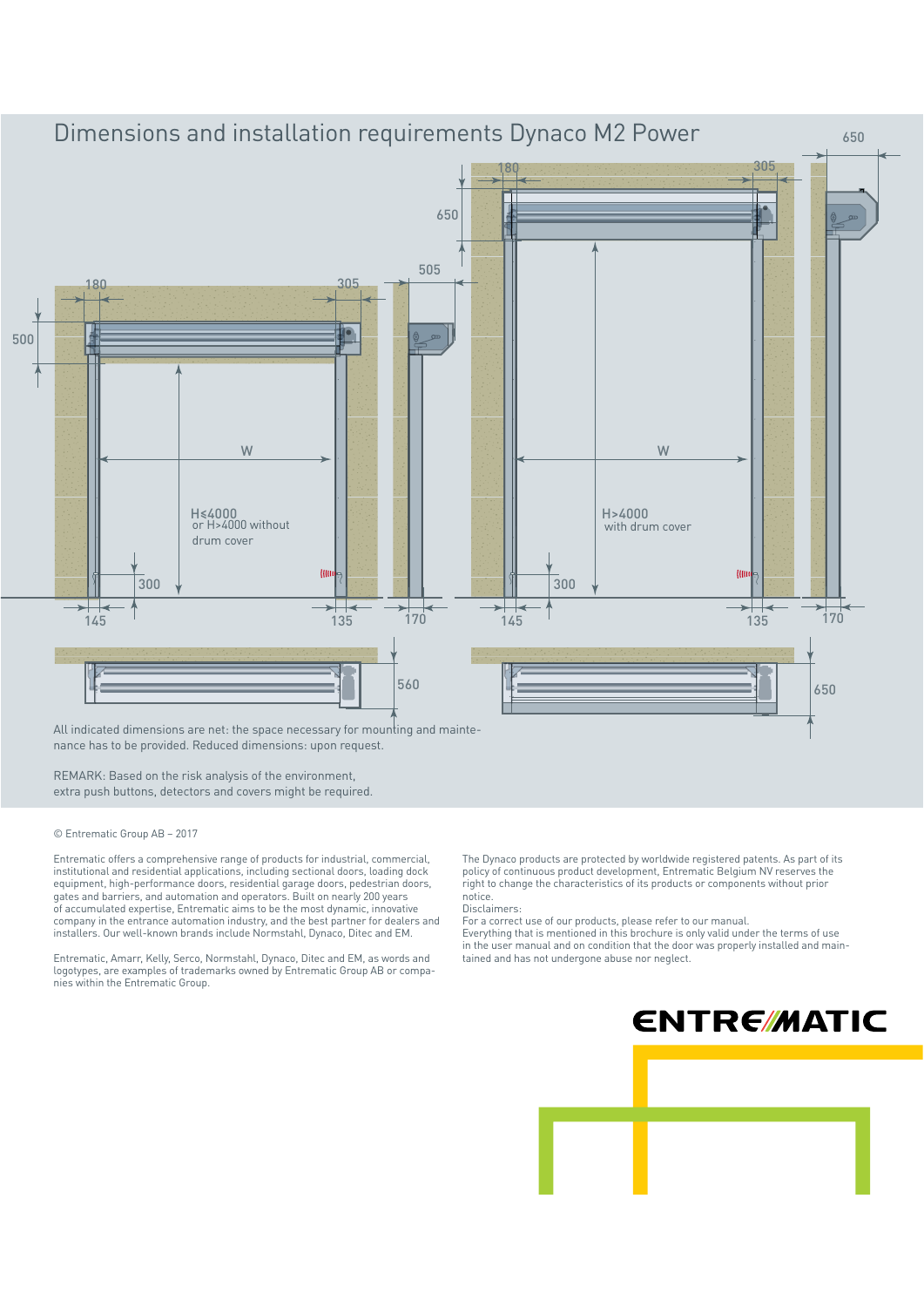# Dimensions and installation requirements Dynaco M2 Power

180
305
500
505
W
H≤4000
or H>4000 without
drum cover
300
145
135
170
560

180
305
650
650
W
H>4000
with drum cover
300
145
135
170
650

All indicated dimensions are net: the space necessary for mounting and maintenance has to be provided. Reduced dimensions: upon request.

REMARK: Based on the risk analysis of the environment, extra push buttons, detectors and covers might be required.

© Entrematic Group AB – 2017

Entrematic offers a comprehensive range of products for industrial, commercial, institutional and residential applications, including sectional doors, loading dock equipment, high-performance doors, residential garage doors, pedestrian doors, gates and barriers, and automation and operators. Built on nearly 200 years of accumulated expertise, Entrematic aims to be the most dynamic, innovative company in the entrance automation industry, and the best partner for dealers and installers. Our well-known brands include Normstahl, Dynaco, Ditec and EM.

Entrematic, Amarr, Kelly, Serco, Normstahl, Dynaco, Ditec and EM, as words and logotypes, are examples of trademarks owned by Entrematic Group AB or companies within the Entrematic Group.

The Dynaco products are protected by worldwide registered patents. As part of its policy of continuous product development, Entrematic Belgium NV reserves the right to change the characteristics of its products or components without prior notice.
Disclaimers:
For a correct use of our products, please refer to our manual.
Everything that is mentioned in this brochure is only valid under the terms of use in the user manual and on condition that the door was properly installed and maintained and has not undergone abuse nor neglect.

ENTREMATIC